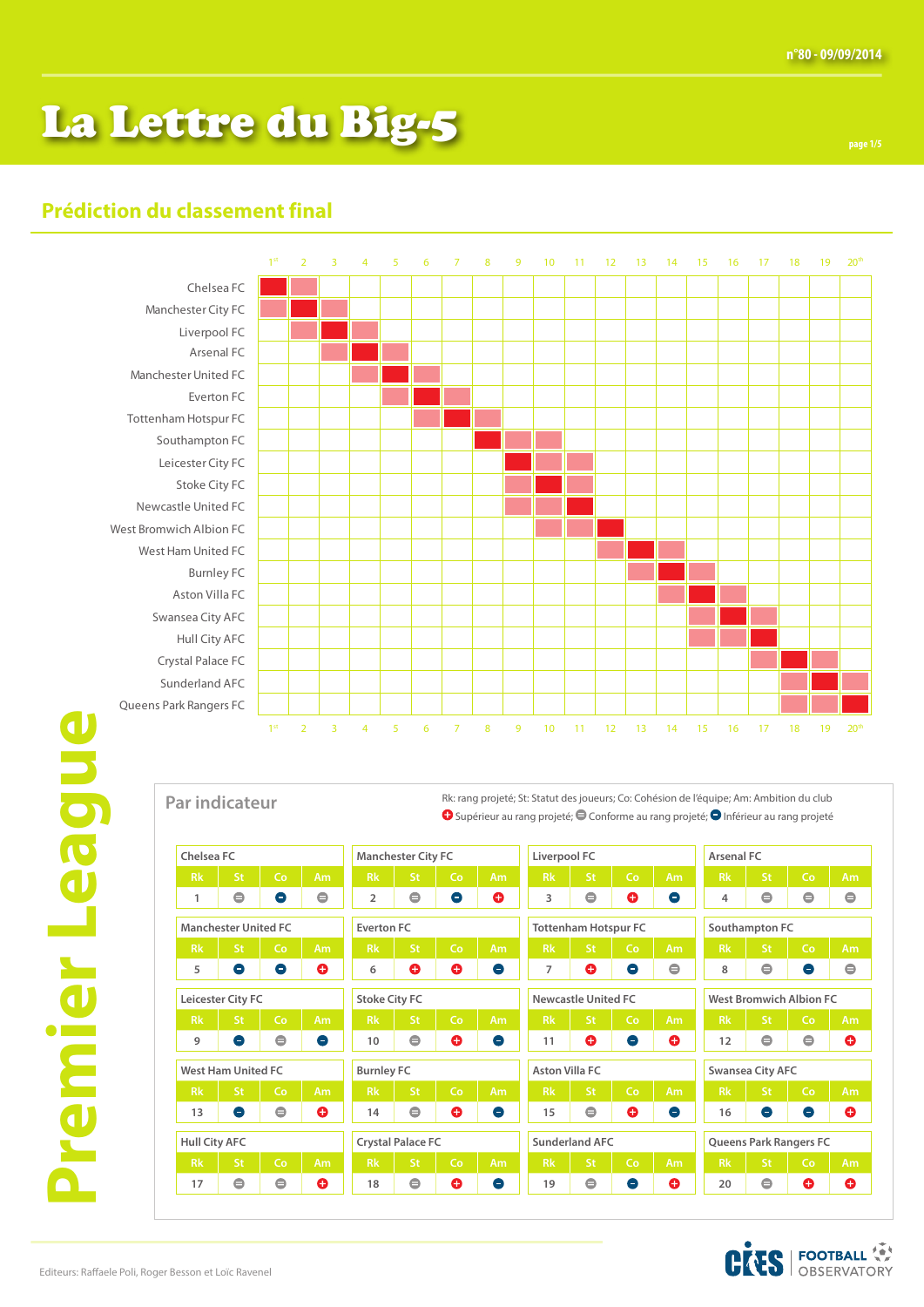# La Lettre du Big-5

n°80 - 09/09/2014

## Prédiction du classement final

## Premier League

| Club | 1st | 2 | 3 | 4 | 5 | 6 | 7 | 8 | 9 | 10 | 11 | 12 | 13 | 14 | 15 | 16 | 17 | 18 | 19 | 20th |
|---|---|---|---|---|---|---|---|---|---|---|---|---|---|---|---|---|---|---|---|---|
| Chelsea FC | ■ | □ | | | | | | | | | | | | | | | | | | |
| Manchester City FC | □ | ■ | □ | | | | | | | | | | | | | | | | | |
| Liverpool FC | | □ | ■ | □ | | | | | | | | | | | | | | | | |
| Arsenal FC | | | □ | ■ | □ | | | | | | | | | | | | | | | |
| Manchester United FC | | | | □ | ■ | □ | | | | | | | | | | | | | | |
| Everton FC | | | | | □ | ■ | □ | | | | | | | | | | | | | |
| Tottenham Hotspur FC | | | | | | □ | ■ | □ | | | | | | | | | | | | |
| Southampton FC | | | | | | | | ■ | □ | □ | | | | | | | | | | |
| Leicester City FC | | | | | | | | | ■ | □ | □ | | | | | | | | | |
| Stoke City FC | | | | | | | | | □ | ■ | □ | | | | | | | | | |
| Newcastle United FC | | | | | | | | | □ | □ | ■ | | | | | | | | | |
| West Bromwich Albion FC | | | | | | | | | | □ | □ | ■ | | | | | | | | |
| West Ham United FC | | | | | | | | | | | | □ | ■ | □ | | | | | | |
| Burnley FC | | | | | | | | | | | | | □ | ■ | □ | | | | | |
| Aston Villa FC | | | | | | | | | | | | | | □ | ■ | □ | | | | |
| Swansea City AFC | | | | | | | | | | | | | | | □ | ■ | □ | | | |
| Hull City AFC | | | | | | | | | | | | | | | □ | □ | ■ | | | |
| Crystal Palace FC | | | | | | | | | | | | | | | | | □ | ■ | □ | |
| Sunderland AFC | | | | | | | | | | | | | | | | | | □ | ■ | □ |
| Queens Park Rangers FC | | | | | | | | | | | | | | | | | | □ | □ | ■ |

## Par indicateur

Rk: rang projeté; St: Statut des joueurs; Co: Cohésion de l'équipe; Am: Ambition du club

+ Supérieur au rang projeté; = Conforme au rang projeté; − Inférieur au rang projeté

| Club | Rk | St | Co | Am |
|---|---|---|---|---|
| Chelsea FC | 1 | = | − | = |
| Manchester City FC | 2 | = | − | + |
| Liverpool FC | 3 | = | + | − |
| Arsenal FC | 4 | = | = | = |
| Manchester United FC | 5 | − | − | + |
| Everton FC | 6 | + | + | − |
| Tottenham Hotspur FC | 7 | + | − | = |
| Southampton FC | 8 | = | − | = |
| Leicester City FC | 9 | − | = | − |
| Stoke City FC | 10 | = | + | − |
| Newcastle United FC | 11 | + | − | + |
| West Bromwich Albion FC | 12 | = | = | + |
| West Ham United FC | 13 | − | = | + |
| Burnley FC | 14 | = | + | − |
| Aston Villa FC | 15 | = | + | − |
| Swansea City AFC | 16 | − | − | + |
| Hull City AFC | 17 | = | = | + |
| Crystal Palace FC | 18 | = | + | − |
| Sunderland AFC | 19 | = | − | + |
| Queens Park Rangers FC | 20 | = | + | + |

Editeurs: Raffaele Poli, Roger Besson et Loïc Ravenel

CIES FOOTBALL OBSERVATORY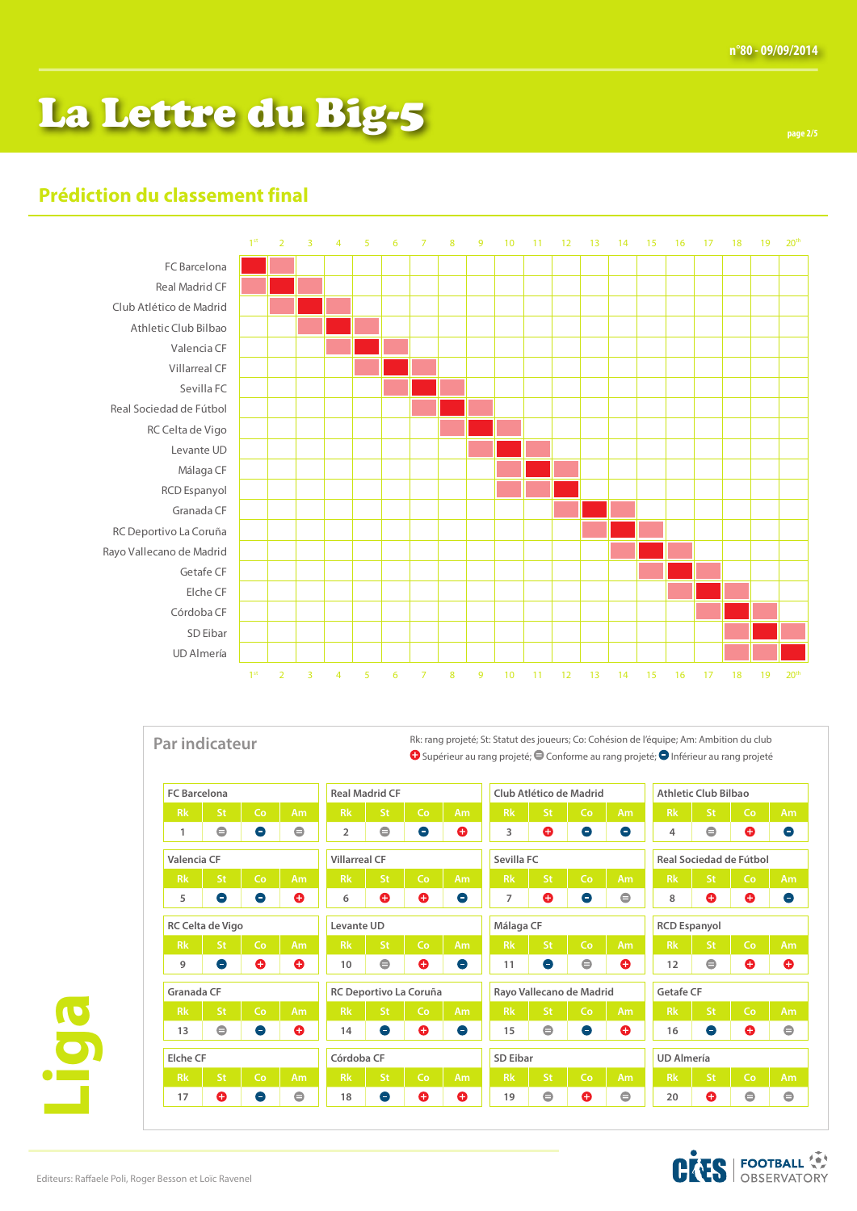# La Lettre du Big-5

## Prédiction du classement final

| | 1st | 2 | 3 | 4 | 5 | 6 | 7 | 8 | 9 | 10 | 11 | 12 | 13 | 14 | 15 | 16 | 17 | 18 | 19 | 20th |
|---|---|---|---|---|---|---|---|---|---|---|---|---|---|---|---|---|---|---|---|---|
| FC Barcelona | ■ | □ | | | | | | | | | | | | | | | | | | |
| Real Madrid CF | □ | ■ | □ | | | | | | | | | | | | | | | | | |
| Club Atlético de Madrid | | □ | ■ | □ | | | | | | | | | | | | | | | | |
| Athletic Club Bilbao | | | □ | ■ | □ | | | | | | | | | | | | | | | |
| Valencia CF | | | | □ | ■ | □ | | | | | | | | | | | | | | |
| Villarreal CF | | | | | □ | ■ | □ | | | | | | | | | | | | | |
| Sevilla FC | | | | | | □ | ■ | □ | | | | | | | | | | | | |
| Real Sociedad de Fútbol | | | | | | | □ | ■ | □ | | | | | | | | | | | |
| RC Celta de Vigo | | | | | | | | □ | ■ | □ | | | | | | | | | | |
| Levante UD | | | | | | | | | □ | ■ | □ | | | | | | | | | |
| Málaga CF | | | | | | | | | | □ | ■ | □ | | | | | | | | |
| RCD Espanyol | | | | | | | | | | □ | □ | ■ | | | | | | | | |
| Granada CF | | | | | | | | | | | | □ | ■ | □ | | | | | | |
| RC Deportivo La Coruña | | | | | | | | | | | | | □ | ■ | □ | | | | | |
| Rayo Vallecano de Madrid | | | | | | | | | | | | | | □ | ■ | □ | | | | |
| Getafe CF | | | | | | | | | | | | | | | □ | ■ | □ | | | |
| Elche CF | | | | | | | | | | | | | | | | □ | ■ | □ | | |
| Córdoba CF | | | | | | | | | | | | | | | | | □ | ■ | □ | |
| SD Eibar | | | | | | | | | | | | | | | | | | □ | ■ | □ |
| UD Almería | | | | | | | | | | | | | | | | | | □ | □ | ■ |

## Par indicateur

Rk: rang projeté; St: Statut des joueurs; Co: Cohésion de l'équipe; Am: Ambition du club

+ Supérieur au rang projeté; = Conforme au rang projeté; − Inférieur au rang projeté

| Club | Rk | St | Co | Am |
|---|---|---|---|---|
| FC Barcelona | 1 | = | − | = |
| Real Madrid CF | 2 | = | − | + |
| Club Atlético de Madrid | 3 | + | − | − |
| Athletic Club Bilbao | 4 | = | + | − |
| Valencia CF | 5 | − | − | + |
| Villarreal CF | 6 | + | + | − |
| Sevilla FC | 7 | + | − | = |
| Real Sociedad de Fútbol | 8 | + | + | − |
| RC Celta de Vigo | 9 | − | + | + |
| Levante UD | 10 | = | + | − |
| Málaga CF | 11 | − | = | + |
| RCD Espanyol | 12 | = | + | + |
| Granada CF | 13 | = | − | + |
| RC Deportivo La Coruña | 14 | − | + | − |
| Rayo Vallecano de Madrid | 15 | = | − | + |
| Getafe CF | 16 | − | + | = |
| Elche CF | 17 | + | − | = |
| Córdoba CF | 18 | − | + | + |
| SD Eibar | 19 | = | + | = |
| UD Almería | 20 | + | = | = |

Liga

Editeurs: Raffaele Poli, Roger Besson et Loïc Ravenel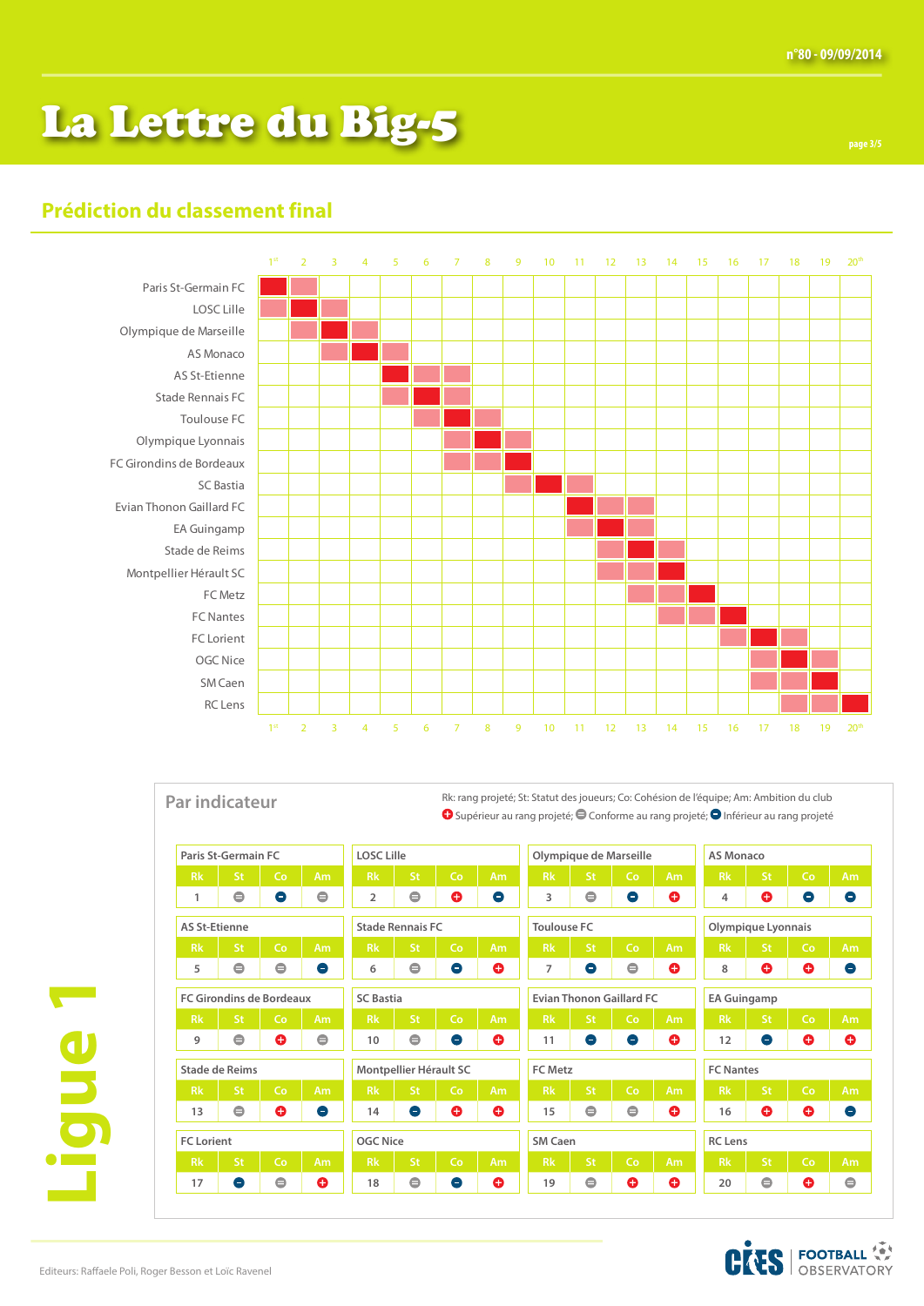## Prédiction du classement final

| | 1st | 2 | 3 | 4 | 5 | 6 | 7 | 8 | 9 | 10 | 11 | 12 | 13 | 14 | 15 | 16 | 17 | 18 | 19 | 20th |
|---|---|---|---|---|---|---|---|---|---|---|---|---|---|---|---|---|---|---|---|---|
| Paris St-Germain FC | ■ | □ | | | | | | | | | | | | | | | | | | |
| LOSC Lille | □ | ■ | □ | | | | | | | | | | | | | | | | | |
| Olympique de Marseille | | □ | ■ | □ | | | | | | | | | | | | | | | | |
| AS Monaco | | | □ | ■ | □ | | | | | | | | | | | | | | | |
| AS St-Etienne | | | | | ■ | □ | □ | | | | | | | | | | | | | |
| Stade Rennais FC | | | | | □ | ■ | □ | | | | | | | | | | | | | |
| Toulouse FC | | | | | | □ | ■ | □ | | | | | | | | | | | | |
| Olympique Lyonnais | | | | | | | □ | ■ | □ | | | | | | | | | | | |
| FC Girondins de Bordeaux | | | | | | | □ | □ | ■ | | | | | | | | | | | |
| SC Bastia | | | | | | | | | □ | ■ | □ | | | | | | | | | |
| Evian Thonon Gaillard FC | | | | | | | | | | | ■ | □ | □ | | | | | | | |
| EA Guingamp | | | | | | | | | | | □ | ■ | □ | | | | | | | |
| Stade de Reims | | | | | | | | | | | | □ | ■ | □ | | | | | | |
| Montpellier Hérault SC | | | | | | | | | | | | □ | □ | ■ | | | | | | |
| FC Metz | | | | | | | | | | | | | □ | □ | ■ | | | | | |
| FC Nantes | | | | | | | | | | | | | | □ | □ | ■ | | | | |
| FC Lorient | | | | | | | | | | | | | | | | □ | ■ | □ | | |
| OGC Nice | | | | | | | | | | | | | | | | | □ | ■ | □ | |
| SM Caen | | | | | | | | | | | | | | | | | □ | □ | ■ | |
| RC Lens | | | | | | | | | | | | | | | | | | □ | □ | ■ |

## Par indicateur

Rk: rang projeté; St: Statut des joueurs; Co: Cohésion de l'équipe; Am: Ambition du club
+ Supérieur au rang projeté; = Conforme au rang projeté; − Inférieur au rang projeté

| Club | Rk | St | Co | Am |
|---|---|---|---|---|
| Paris St-Germain FC | 1 | = | − | = |
| LOSC Lille | 2 | = | + | − |
| Olympique de Marseille | 3 | = | − | + |
| AS Monaco | 4 | + | − | − |
| AS St-Etienne | 5 | = | = | − |
| Stade Rennais FC | 6 | = | − | + |
| Toulouse FC | 7 | − | = | + |
| Olympique Lyonnais | 8 | + | + | − |
| FC Girondins de Bordeaux | 9 | = | + | = |
| SC Bastia | 10 | = | − | + |
| Evian Thonon Gaillard FC | 11 | − | − | + |
| EA Guingamp | 12 | − | + | + |
| Stade de Reims | 13 | = | + | − |
| Montpellier Hérault SC | 14 | − | + | + |
| FC Metz | 15 | = | = | + |
| FC Nantes | 16 | + | + | − |
| FC Lorient | 17 | − | = | + |
| OGC Nice | 18 | = | − | + |
| SM Caen | 19 | = | + | + |
| RC Lens | 20 | = | + | = |

Ligue 1

Editeurs: Raffaele Poli, Roger Besson et Loïc Ravenel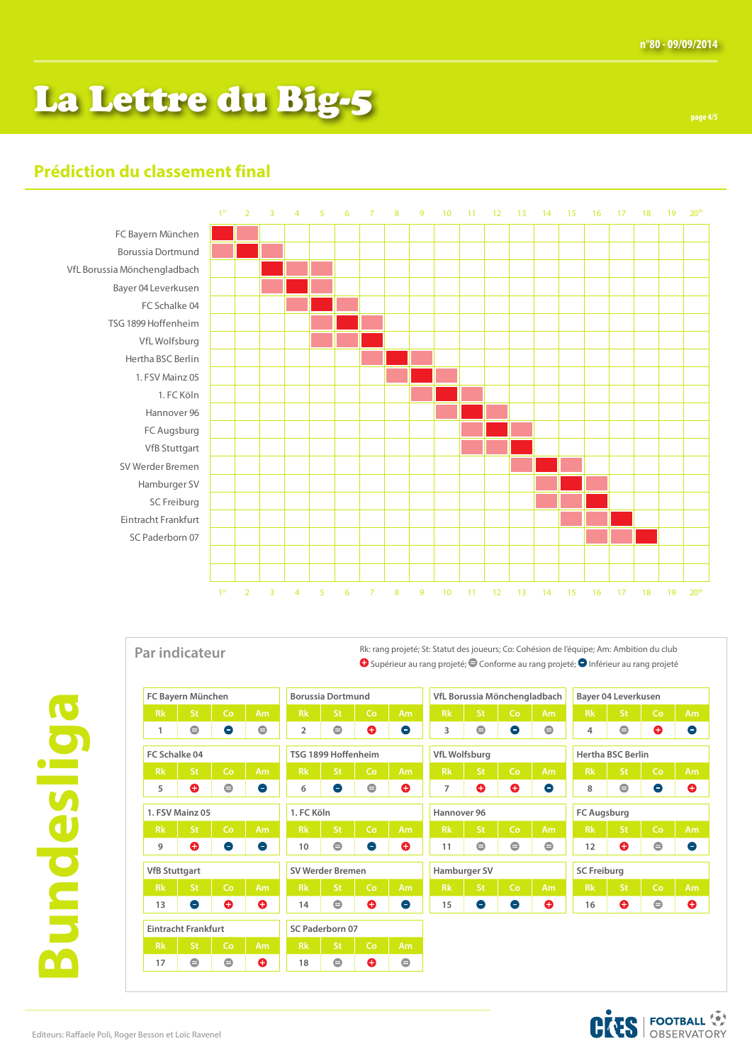# La Lettre du Big-5

## Prédiction du classement final

■ = rang projeté; □ = rang possible

| | 1er | 2 | 3 | 4 | 5 | 6 | 7 | 8 | 9 | 10 | 11 | 12 | 13 | 14 | 15 | 16 | 17 | 18 | 19 | 20e |
|---|---|---|---|---|---|---|---|---|---|---|---|---|---|---|---|---|---|---|---|---|
| FC Bayern München | ■ | □ | | | | | | | | | | | | | | | | | | |
| Borussia Dortmund | □ | ■ | □ | | | | | | | | | | | | | | | | | |
| VfL Borussia Mönchengladbach | | | ■ | □ | □ | | | | | | | | | | | | | | | |
| Bayer 04 Leverkusen | | | □ | ■ | □ | | | | | | | | | | | | | | | |
| FC Schalke 04 | | | | □ | ■ | □ | | | | | | | | | | | | | | |
| TSG 1899 Hoffenheim | | | | | □ | ■ | □ | | | | | | | | | | | | | |
| VfL Wolfsburg | | | | | □ | □ | ■ | | | | | | | | | | | | | |
| Hertha BSC Berlin | | | | | | | □ | ■ | □ | | | | | | | | | | | |
| 1. FSV Mainz 05 | | | | | | | | □ | ■ | □ | | | | | | | | | | |
| 1. FC Köln | | | | | | | | | □ | ■ | □ | | | | | | | | | |
| Hannover 96 | | | | | | | | | | □ | ■ | □ | | | | | | | | |
| FC Augsburg | | | | | | | | | | | □ | ■ | □ | | | | | | | |
| VfB Stuttgart | | | | | | | | | | | □ | □ | ■ | | | | | | | |
| SV Werder Bremen | | | | | | | | | | | | | □ | ■ | □ | | | | | |
| Hamburger SV | | | | | | | | | | | | | | □ | ■ | □ | | | | |
| SC Freiburg | | | | | | | | | | | | | | □ | □ | ■ | | | | |
| Eintracht Frankfurt | | | | | | | | | | | | | | | □ | □ | ■ | | | |
| SC Paderborn 07 | | | | | | | | | | | | | | | | □ | □ | ■ | | |

## Par indicateur

Rk: rang projeté; St: Statut des joueurs; Co: Cohésion de l'équipe; Am: Ambition du club

+ Supérieur au rang projeté; = Conforme au rang projeté; − Inférieur au rang projeté

# Bundesliga

| Club | Rk | St | Co | Am |
|---|---|---|---|---|
| FC Bayern München | 1 | = | − | = |
| Borussia Dortmund | 2 | = | + | − |
| VfL Borussia Mönchengladbach | 3 | = | − | = |
| Bayer 04 Leverkusen | 4 | = | + | − |
| FC Schalke 04 | 5 | + | = | − |
| TSG 1899 Hoffenheim | 6 | − | = | + |
| VfL Wolfsburg | 7 | + | + | − |
| Hertha BSC Berlin | 8 | = | − | + |
| 1. FSV Mainz 05 | 9 | + | − | − |
| 1. FC Köln | 10 | = | − | + |
| Hannover 96 | 11 | = | = | = |
| FC Augsburg | 12 | + | = | − |
| VfB Stuttgart | 13 | − | + | + |
| SV Werder Bremen | 14 | = | + | − |
| Hamburger SV | 15 | − | − | + |
| SC Freiburg | 16 | + | = | + |
| Eintracht Frankfurt | 17 | = | = | + |
| SC Paderborn 07 | 18 | = | + | = |

Editeurs: Raffaele Poli, Roger Besson et Loïc Ravenel

CIES FOOTBALL OBSERVATORY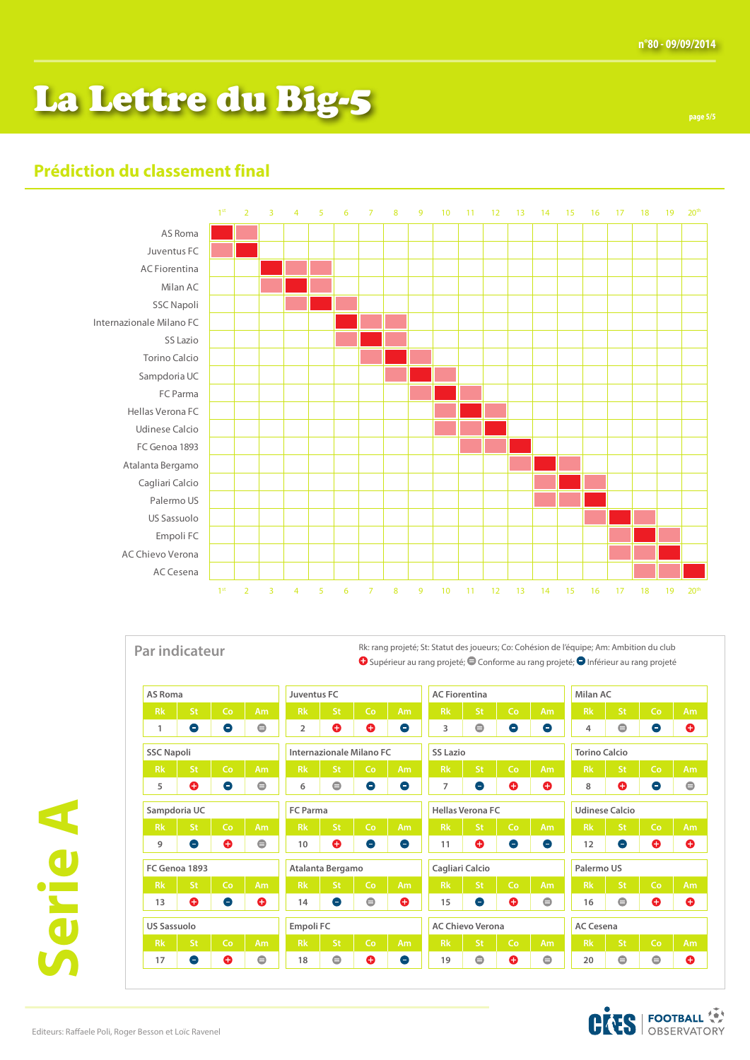# La Lettre du Big-5

## Prédiction du classement final

1st 2 3 4 5 6 7 8 9 10 11 12 13 14 15 16 17 18 19 20th

AS Roma
Juventus FC
AC Fiorentina
Milan AC
SSC Napoli
Internazionale Milano FC
SS Lazio
Torino Calcio
Sampdoria UC
FC Parma
Hellas Verona FC
Udinese Calcio
FC Genoa 1893
Atalanta Bergamo
Cagliari Calcio
Palermo US
US Sassuolo
Empoli FC
AC Chievo Verona
AC Cesena

## Par indicateur

Rk: rang projeté; St: Statut des joueurs; Co: Cohésion de l'équipe; Am: Ambition du club

⊕ Supérieur au rang projeté; ⊜ Conforme au rang projeté; ⊖ Inférieur au rang projeté

| Club | Rk | St | Co | Am |
|---|---|---|---|---|
| AS Roma | 1 | ⊖ | ⊖ | ⊜ |
| Juventus FC | 2 | ⊕ | ⊕ | ⊖ |
| AC Fiorentina | 3 | ⊜ | ⊖ | ⊖ |
| Milan AC | 4 | ⊜ | ⊖ | ⊕ |
| SSC Napoli | 5 | ⊕ | ⊖ | ⊜ |
| Internazionale Milano FC | 6 | ⊜ | ⊖ | ⊖ |
| SS Lazio | 7 | ⊖ | ⊕ | ⊕ |
| Torino Calcio | 8 | ⊕ | ⊖ | ⊜ |
| Sampdoria UC | 9 | ⊖ | ⊕ | ⊜ |
| FC Parma | 10 | ⊕ | ⊖ | ⊖ |
| Hellas Verona FC | 11 | ⊕ | ⊖ | ⊖ |
| Udinese Calcio | 12 | ⊖ | ⊕ | ⊕ |
| FC Genoa 1893 | 13 | ⊕ | ⊖ | ⊕ |
| Atalanta Bergamo | 14 | ⊖ | ⊜ | ⊕ |
| Cagliari Calcio | 15 | ⊖ | ⊕ | ⊜ |
| Palermo US | 16 | ⊜ | ⊕ | ⊕ |
| US Sassuolo | 17 | ⊖ | ⊕ | ⊜ |
| Empoli FC | 18 | ⊜ | ⊕ | ⊖ |
| AC Chievo Verona | 19 | ⊜ | ⊕ | ⊜ |
| AC Cesena | 20 | ⊜ | ⊜ | ⊕ |

Serie A

Editeurs: Raffaele Poli, Roger Besson et Loïc Ravenel

CIES FOOTBALL OBSERVATORY